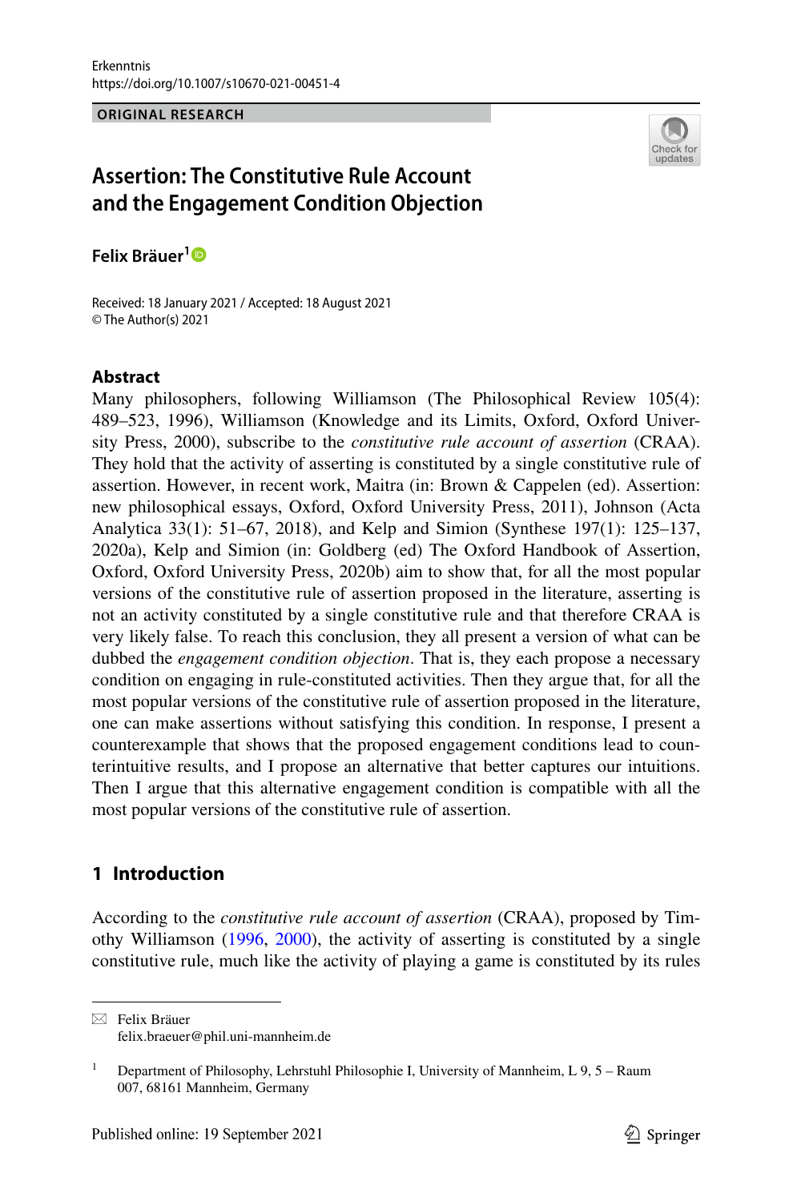ORIGINAL RESEARCH

# Assertion: The Constitutive Rule Account and the Engagement Condition Objection

**Felix Bräuer**[1]

Received: 18 January 2021 / Accepted: 18 August 2021
© The Author(s) 2021

## Abstract

Many philosophers, following Williamson (The Philosophical Review 105(4): 489–523, 1996), Williamson (Knowledge and its Limits, Oxford, Oxford University Press, 2000), subscribe to the *constitutive rule account of assertion* (CRAA). They hold that the activity of asserting is constituted by a single constitutive rule of assertion. However, in recent work, Maitra (in: Brown & Cappelen (ed). Assertion: new philosophical essays, Oxford, Oxford University Press, 2011), Johnson (Acta Analytica 33(1): 51–67, 2018), and Kelp and Simion (Synthese 197(1): 125–137, 2020a), Kelp and Simion (in: Goldberg (ed) The Oxford Handbook of Assertion, Oxford, Oxford University Press, 2020b) aim to show that, for all the most popular versions of the constitutive rule of assertion proposed in the literature, asserting is not an activity constituted by a single constitutive rule and that therefore CRAA is very likely false. To reach this conclusion, they all present a version of what can be dubbed the *engagement condition objection*. That is, they each propose a necessary condition on engaging in rule-constituted activities. Then they argue that, for all the most popular versions of the constitutive rule of assertion proposed in the literature, one can make assertions without satisfying this condition. In response, I present a counterexample that shows that the proposed engagement conditions lead to counterintuitive results, and I propose an alternative that better captures our intuitions. Then I argue that this alternative engagement condition is compatible with all the most popular versions of the constitutive rule of assertion.

## 1 Introduction

According to the *constitutive rule account of assertion* (CRAA), proposed by Timothy Williamson (1996, 2000), the activity of asserting is constituted by a single constitutive rule, much like the activity of playing a game is constituted by its rules

---

✉ Felix Bräuer
felix.braeuer@phil.uni-mannheim.de

[1] Department of Philosophy, Lehrstuhl Philosophie I, University of Mannheim, L 9, 5 – Raum 007, 68161 Mannheim, Germany

Published online: 19 September 2021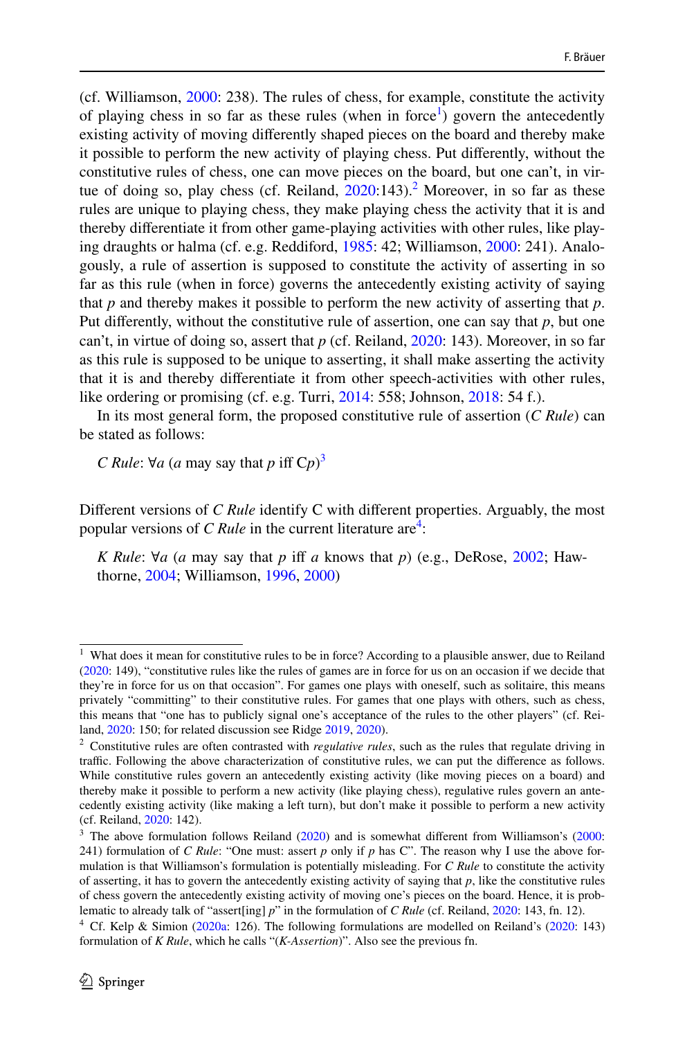(cf. Williamson, 2000: 238). The rules of chess, for example, constitute the activity of playing chess in so far as these rules (when in force[1]) govern the antecedently existing activity of moving differently shaped pieces on the board and thereby make it possible to perform the new activity of playing chess. Put differently, without the constitutive rules of chess, one can move pieces on the board, but one can't, in virtue of doing so, play chess (cf. Reiland, 2020:143).[2] Moreover, in so far as these rules are unique to playing chess, they make playing chess the activity that it is and thereby differentiate it from other game-playing activities with other rules, like playing draughts or halma (cf. e.g. Reddiford, 1985: 42; Williamson, 2000: 241). Analogously, a rule of assertion is supposed to constitute the activity of asserting in so far as this rule (when in force) governs the antecedently existing activity of saying that *p* and thereby makes it possible to perform the new activity of asserting that *p*. Put differently, without the constitutive rule of assertion, one can say that *p*, but one can't, in virtue of doing so, assert that *p* (cf. Reiland, 2020: 143). Moreover, in so far as this rule is supposed to be unique to asserting, it shall make asserting the activity that it is and thereby differentiate it from other speech-activities with other rules, like ordering or promising (cf. e.g. Turri, 2014: 558; Johnson, 2018: 54 f.).

In its most general form, the proposed constitutive rule of assertion (*C Rule*) can be stated as follows:

> *C Rule*: ∀*a* (*a* may say that *p* iff C*p*)[3]

Different versions of *C Rule* identify C with different properties. Arguably, the most popular versions of *C Rule* in the current literature are[4]:

> *K Rule*: ∀*a* (*a* may say that *p* iff *a* knows that *p*) (e.g., DeRose, 2002; Hawthorne, 2004; Williamson, 1996, 2000)

---

[1] What does it mean for constitutive rules to be in force? According to a plausible answer, due to Reiland (2020: 149), "constitutive rules like the rules of games are in force for us on an occasion if we decide that they're in force for us on that occasion". For games one plays with oneself, such as solitaire, this means privately "committing" to their constitutive rules. For games that one plays with others, such as chess, this means that "one has to publicly signal one's acceptance of the rules to the other players" (cf. Reiland, 2020: 150; for related discussion see Ridge 2019, 2020).

[2] Constitutive rules are often contrasted with *regulative rules*, such as the rules that regulate driving in traffic. Following the above characterization of constitutive rules, we can put the difference as follows. While constitutive rules govern an antecedently existing activity (like moving pieces on a board) and thereby make it possible to perform a new activity (like playing chess), regulative rules govern an antecedently existing activity (like making a left turn), but don't make it possible to perform a new activity (cf. Reiland, 2020: 142).

[3] The above formulation follows Reiland (2020) and is somewhat different from Williamson's (2000: 241) formulation of *C Rule*: "One must: assert *p* only if *p* has C". The reason why I use the above formulation is that Williamson's formulation is potentially misleading. For *C Rule* to constitute the activity of asserting, it has to govern the antecedently existing activity of saying that *p*, like the constitutive rules of chess govern the antecedently existing activity of moving one's pieces on the board. Hence, it is problematic to already talk of "assert[ing] *p*" in the formulation of *C Rule* (cf. Reiland, 2020: 143, fn. 12).

[4] Cf. Kelp & Simion (2020a: 126). The following formulations are modelled on Reiland's (2020: 143) formulation of *K Rule*, which he calls "(*K-Assertion*)". Also see the previous fn.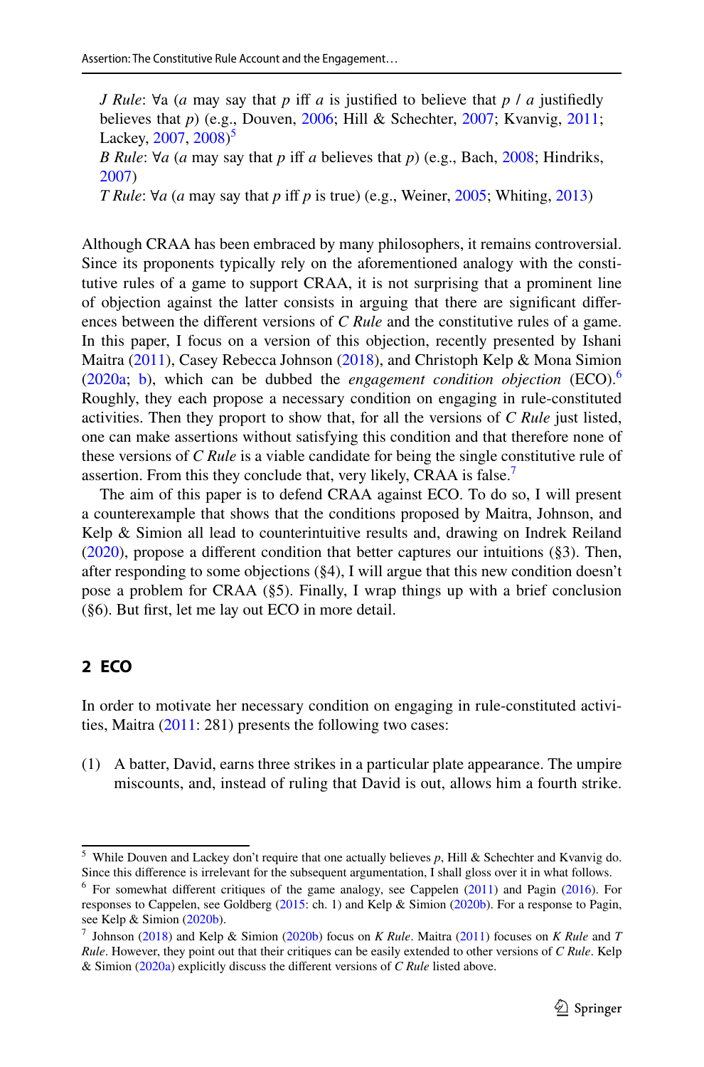*J Rule*: ∀a (*a* may say that *p* iff *a* is justified to believe that *p* / *a* justifiedly believes that *p*) (e.g., Douven, 2006; Hill & Schechter, 2007; Kvanvig, 2011; Lackey, 2007, 2008)[5]

*B Rule*: ∀*a* (*a* may say that *p* iff *a* believes that *p*) (e.g., Bach, 2008; Hindriks, 2007)

*T Rule*: ∀*a* (*a* may say that *p* iff *p* is true) (e.g., Weiner, 2005; Whiting, 2013)

Although CRAA has been embraced by many philosophers, it remains controversial. Since its proponents typically rely on the aforementioned analogy with the constitutive rules of a game to support CRAA, it is not surprising that a prominent line of objection against the latter consists in arguing that there are significant differences between the different versions of *C Rule* and the constitutive rules of a game. In this paper, I focus on a version of this objection, recently presented by Ishani Maitra (2011), Casey Rebecca Johnson (2018), and Christoph Kelp & Mona Simion (2020a; b), which can be dubbed the *engagement condition objection* (ECO).[6] Roughly, they each propose a necessary condition on engaging in rule-constituted activities. Then they proport to show that, for all the versions of *C Rule* just listed, one can make assertions without satisfying this condition and that therefore none of these versions of *C Rule* is a viable candidate for being the single constitutive rule of assertion. From this they conclude that, very likely, CRAA is false.[7]

The aim of this paper is to defend CRAA against ECO. To do so, I will present a counterexample that shows that the conditions proposed by Maitra, Johnson, and Kelp & Simion all lead to counterintuitive results and, drawing on Indrek Reiland (2020), propose a different condition that better captures our intuitions (§3). Then, after responding to some objections (§4), I will argue that this new condition doesn't pose a problem for CRAA (§5). Finally, I wrap things up with a brief conclusion (§6). But first, let me lay out ECO in more detail.

## 2 ECO

In order to motivate her necessary condition on engaging in rule-constituted activities, Maitra (2011: 281) presents the following two cases:

(1) A batter, David, earns three strikes in a particular plate appearance. The umpire miscounts, and, instead of ruling that David is out, allows him a fourth strike.

---

[5] While Douven and Lackey don't require that one actually believes *p*, Hill & Schechter and Kvanvig do. Since this difference is irrelevant for the subsequent argumentation, I shall gloss over it in what follows.

[6] For somewhat different critiques of the game analogy, see Cappelen (2011) and Pagin (2016). For responses to Cappelen, see Goldberg (2015: ch. 1) and Kelp & Simion (2020b). For a response to Pagin, see Kelp & Simion (2020b).

[7] Johnson (2018) and Kelp & Simion (2020b) focus on *K Rule*. Maitra (2011) focuses on *K Rule* and *T Rule*. However, they point out that their critiques can be easily extended to other versions of *C Rule*. Kelp & Simion (2020a) explicitly discuss the different versions of *C Rule* listed above.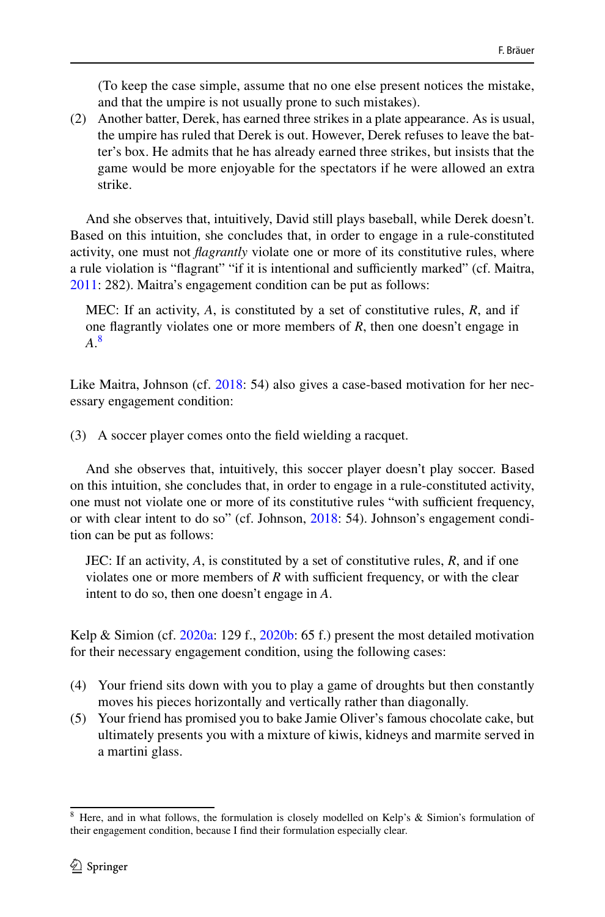(To keep the case simple, assume that no one else present notices the mistake, and that the umpire is not usually prone to such mistakes).

(2) Another batter, Derek, has earned three strikes in a plate appearance. As is usual, the umpire has ruled that Derek is out. However, Derek refuses to leave the batter's box. He admits that he has already earned three strikes, but insists that the game would be more enjoyable for the spectators if he were allowed an extra strike.

And she observes that, intuitively, David still plays baseball, while Derek doesn't. Based on this intuition, she concludes that, in order to engage in a rule-constituted activity, one must not *flagrantly* violate one or more of its constitutive rules, where a rule violation is "flagrant" "if it is intentional and sufficiently marked" (cf. Maitra, 2011: 282). Maitra's engagement condition can be put as follows:

> MEC: If an activity, *A*, is constituted by a set of constitutive rules, *R*, and if one flagrantly violates one or more members of *R*, then one doesn't engage in *A*.[8]

Like Maitra, Johnson (cf. 2018: 54) also gives a case-based motivation for her necessary engagement condition:

(3) A soccer player comes onto the field wielding a racquet.

And she observes that, intuitively, this soccer player doesn't play soccer. Based on this intuition, she concludes that, in order to engage in a rule-constituted activity, one must not violate one or more of its constitutive rules "with sufficient frequency, or with clear intent to do so" (cf. Johnson, 2018: 54). Johnson's engagement condition can be put as follows:

> JEC: If an activity, *A*, is constituted by a set of constitutive rules, *R*, and if one violates one or more members of *R* with sufficient frequency, or with the clear intent to do so, then one doesn't engage in *A*.

Kelp & Simion (cf. 2020a: 129 f., 2020b: 65 f.) present the most detailed motivation for their necessary engagement condition, using the following cases:

(4) Your friend sits down with you to play a game of droughts but then constantly moves his pieces horizontally and vertically rather than diagonally.

(5) Your friend has promised you to bake Jamie Oliver's famous chocolate cake, but ultimately presents you with a mixture of kiwis, kidneys and marmite served in a martini glass.

[8] Here, and in what follows, the formulation is closely modelled on Kelp's & Simion's formulation of their engagement condition, because I find their formulation especially clear.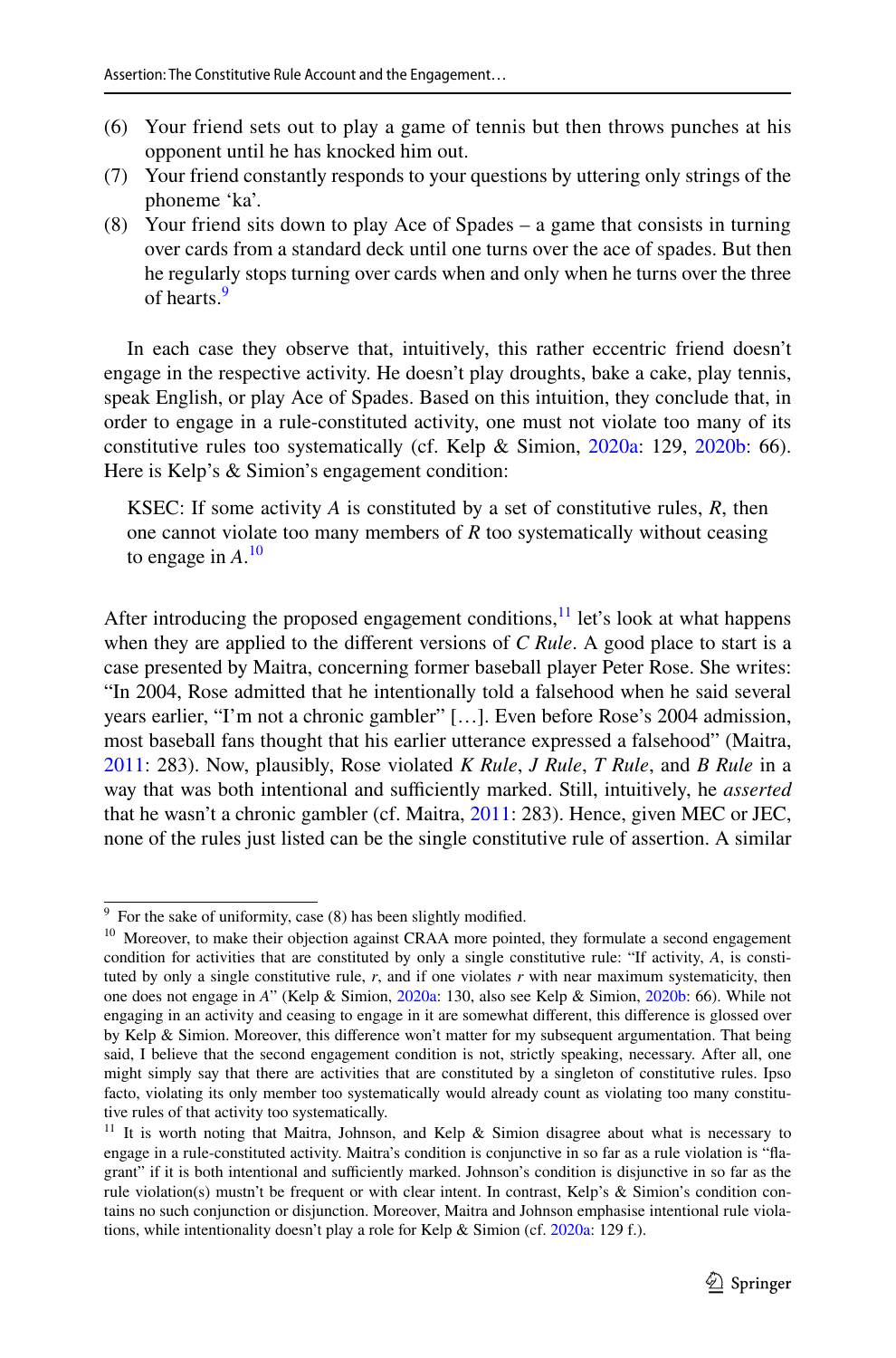(6) Your friend sets out to play a game of tennis but then throws punches at his opponent until he has knocked him out.
(7) Your friend constantly responds to your questions by uttering only strings of the phoneme 'ka'.
(8) Your friend sits down to play Ace of Spades – a game that consists in turning over cards from a standard deck until one turns over the ace of spades. But then he regularly stops turning over cards when and only when he turns over the three of hearts.[9]

In each case they observe that, intuitively, this rather eccentric friend doesn't engage in the respective activity. He doesn't play droughts, bake a cake, play tennis, speak English, or play Ace of Spades. Based on this intuition, they conclude that, in order to engage in a rule-constituted activity, one must not violate too many of its constitutive rules too systematically (cf. Kelp & Simion, 2020a: 129, 2020b: 66). Here is Kelp's & Simion's engagement condition:

> KSEC: If some activity *A* is constituted by a set of constitutive rules, *R*, then one cannot violate too many members of *R* too systematically without ceasing to engage in *A*.[10]

After introducing the proposed engagement conditions,[11] let's look at what happens when they are applied to the different versions of *C Rule*. A good place to start is a case presented by Maitra, concerning former baseball player Peter Rose. She writes: "In 2004, Rose admitted that he intentionally told a falsehood when he said several years earlier, "I'm not a chronic gambler" […]. Even before Rose's 2004 admission, most baseball fans thought that his earlier utterance expressed a falsehood" (Maitra, 2011: 283). Now, plausibly, Rose violated *K Rule*, *J Rule*, *T Rule*, and *B Rule* in a way that was both intentional and sufficiently marked. Still, intuitively, he *asserted* that he wasn't a chronic gambler (cf. Maitra, 2011: 283). Hence, given MEC or JEC, none of the rules just listed can be the single constitutive rule of assertion. A similar

---

[9] For the sake of uniformity, case (8) has been slightly modified.

[10] Moreover, to make their objection against CRAA more pointed, they formulate a second engagement condition for activities that are constituted by only a single constitutive rule: "If activity, *A*, is constituted by only a single constitutive rule, *r*, and if one violates *r* with near maximum systematicity, then one does not engage in *A*" (Kelp & Simion, 2020a: 130, also see Kelp & Simion, 2020b: 66). While not engaging in an activity and ceasing to engage in it are somewhat different, this difference is glossed over by Kelp & Simion. Moreover, this difference won't matter for my subsequent argumentation. That being said, I believe that the second engagement condition is not, strictly speaking, necessary. After all, one might simply say that there are activities that are constituted by a singleton of constitutive rules. Ipso facto, violating its only member too systematically would already count as violating too many constitutive rules of that activity too systematically.

[11] It is worth noting that Maitra, Johnson, and Kelp & Simion disagree about what is necessary to engage in a rule-constituted activity. Maitra's condition is conjunctive in so far as a rule violation is "flagrant" if it is both intentional and sufficiently marked. Johnson's condition is disjunctive in so far as the rule violation(s) mustn't be frequent or with clear intent. In contrast, Kelp's & Simion's condition contains no such conjunction or disjunction. Moreover, Maitra and Johnson emphasise intentional rule violations, while intentionality doesn't play a role for Kelp & Simion (cf. 2020a: 129 f.).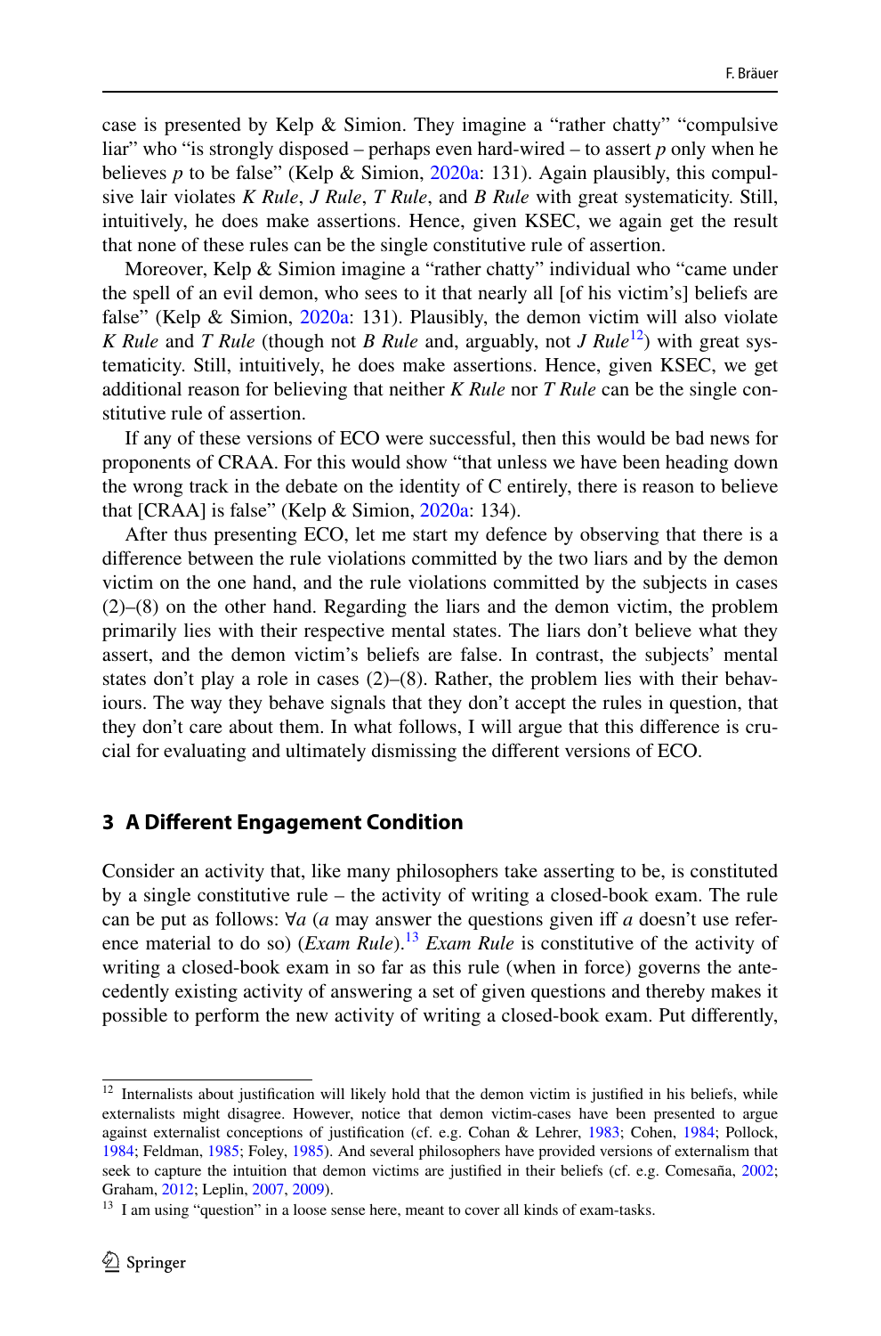case is presented by Kelp & Simion. They imagine a "rather chatty" "compulsive liar" who "is strongly disposed – perhaps even hard-wired – to assert *p* only when he believes *p* to be false" (Kelp & Simion, 2020a: 131). Again plausibly, this compulsive lair violates *K Rule*, *J Rule*, *T Rule*, and *B Rule* with great systematicity. Still, intuitively, he does make assertions. Hence, given KSEC, we again get the result that none of these rules can be the single constitutive rule of assertion.

Moreover, Kelp & Simion imagine a "rather chatty" individual who "came under the spell of an evil demon, who sees to it that nearly all [of his victim's] beliefs are false" (Kelp & Simion, 2020a: 131). Plausibly, the demon victim will also violate *K Rule* and *T Rule* (though not *B Rule* and, arguably, not *J Rule*[12]) with great systematicity. Still, intuitively, he does make assertions. Hence, given KSEC, we get additional reason for believing that neither *K Rule* nor *T Rule* can be the single constitutive rule of assertion.

If any of these versions of ECO were successful, then this would be bad news for proponents of CRAA. For this would show "that unless we have been heading down the wrong track in the debate on the identity of C entirely, there is reason to believe that [CRAA] is false" (Kelp & Simion, 2020a: 134).

After thus presenting ECO, let me start my defence by observing that there is a difference between the rule violations committed by the two liars and by the demon victim on the one hand, and the rule violations committed by the subjects in cases (2)–(8) on the other hand. Regarding the liars and the demon victim, the problem primarily lies with their respective mental states. The liars don't believe what they assert, and the demon victim's beliefs are false. In contrast, the subjects' mental states don't play a role in cases (2)–(8). Rather, the problem lies with their behaviours. The way they behave signals that they don't accept the rules in question, that they don't care about them. In what follows, I will argue that this difference is crucial for evaluating and ultimately dismissing the different versions of ECO.

## 3 A Different Engagement Condition

Consider an activity that, like many philosophers take asserting to be, is constituted by a single constitutive rule – the activity of writing a closed-book exam. The rule can be put as follows: $\forall a$ ($a$ may answer the questions given iff $a$ doesn't use reference material to do so) (*Exam Rule*).[13] *Exam Rule* is constitutive of the activity of writing a closed-book exam in so far as this rule (when in force) governs the antecedently existing activity of answering a set of given questions and thereby makes it possible to perform the new activity of writing a closed-book exam. Put differently,

---

[12] Internalists about justification will likely hold that the demon victim is justified in his beliefs, while externalists might disagree. However, notice that demon victim-cases have been presented to argue against externalist conceptions of justification (cf. e.g. Cohan & Lehrer, 1983; Cohen, 1984; Pollock, 1984; Feldman, 1985; Foley, 1985). And several philosophers have provided versions of externalism that seek to capture the intuition that demon victims are justified in their beliefs (cf. e.g. Comesaña, 2002; Graham, 2012; Leplin, 2007, 2009).

[13] I am using "question" in a loose sense here, meant to cover all kinds of exam-tasks.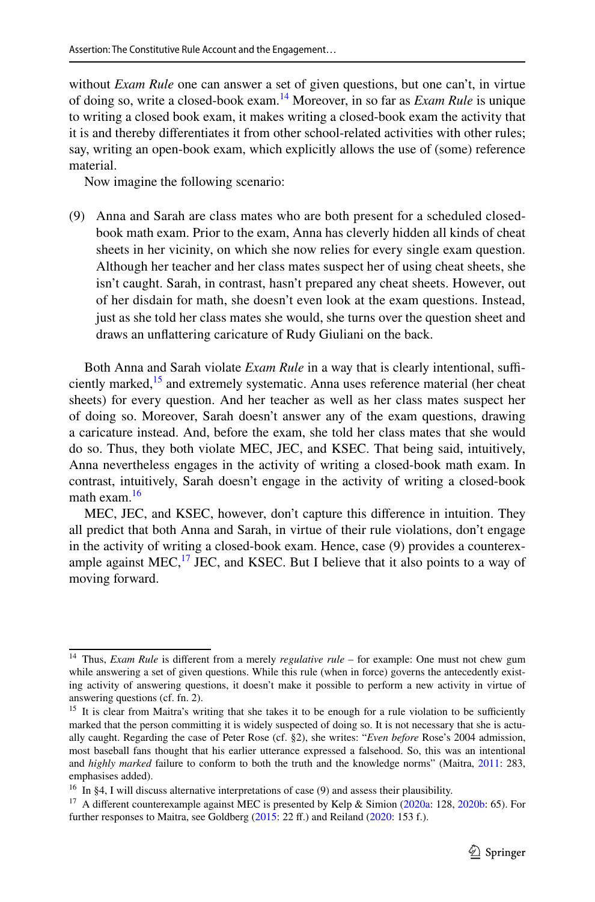without *Exam Rule* one can answer a set of given questions, but one can't, in virtue of doing so, write a closed-book exam.[14] Moreover, in so far as *Exam Rule* is unique to writing a closed book exam, it makes writing a closed-book exam the activity that it is and thereby differentiates it from other school-related activities with other rules; say, writing an open-book exam, which explicitly allows the use of (some) reference material.

Now imagine the following scenario:

(9) Anna and Sarah are class mates who are both present for a scheduled closed-book math exam. Prior to the exam, Anna has cleverly hidden all kinds of cheat sheets in her vicinity, on which she now relies for every single exam question. Although her teacher and her class mates suspect her of using cheat sheets, she isn't caught. Sarah, in contrast, hasn't prepared any cheat sheets. However, out of her disdain for math, she doesn't even look at the exam questions. Instead, just as she told her class mates she would, she turns over the question sheet and draws an unflattering caricature of Rudy Giuliani on the back.

Both Anna and Sarah violate *Exam Rule* in a way that is clearly intentional, sufficiently marked,[15] and extremely systematic. Anna uses reference material (her cheat sheets) for every question. And her teacher as well as her class mates suspect her of doing so. Moreover, Sarah doesn't answer any of the exam questions, drawing a caricature instead. And, before the exam, she told her class mates that she would do so. Thus, they both violate MEC, JEC, and KSEC. That being said, intuitively, Anna nevertheless engages in the activity of writing a closed-book math exam. In contrast, intuitively, Sarah doesn't engage in the activity of writing a closed-book math exam.[16]

MEC, JEC, and KSEC, however, don't capture this difference in intuition. They all predict that both Anna and Sarah, in virtue of their rule violations, don't engage in the activity of writing a closed-book exam. Hence, case (9) provides a counterexample against MEC,[17] JEC, and KSEC. But I believe that it also points to a way of moving forward.

---

[14] Thus, *Exam Rule* is different from a merely *regulative rule* – for example: One must not chew gum while answering a set of given questions. While this rule (when in force) governs the antecedently existing activity of answering questions, it doesn't make it possible to perform a new activity in virtue of answering questions (cf. fn. 2).

[15] It is clear from Maitra's writing that she takes it to be enough for a rule violation to be sufficiently marked that the person committing it is widely suspected of doing so. It is not necessary that she is actually caught. Regarding the case of Peter Rose (cf. §2), she writes: "*Even before* Rose's 2004 admission, most baseball fans thought that his earlier utterance expressed a falsehood. So, this was an intentional and *highly marked* failure to conform to both the truth and the knowledge norms" (Maitra, 2011: 283, emphases added).

[16] In §4, I will discuss alternative interpretations of case (9) and assess their plausibility.

[17] A different counterexample against MEC is presented by Kelp & Simion (2020a: 128, 2020b: 65). For further responses to Maitra, see Goldberg (2015: 22 ff.) and Reiland (2020: 153 f.).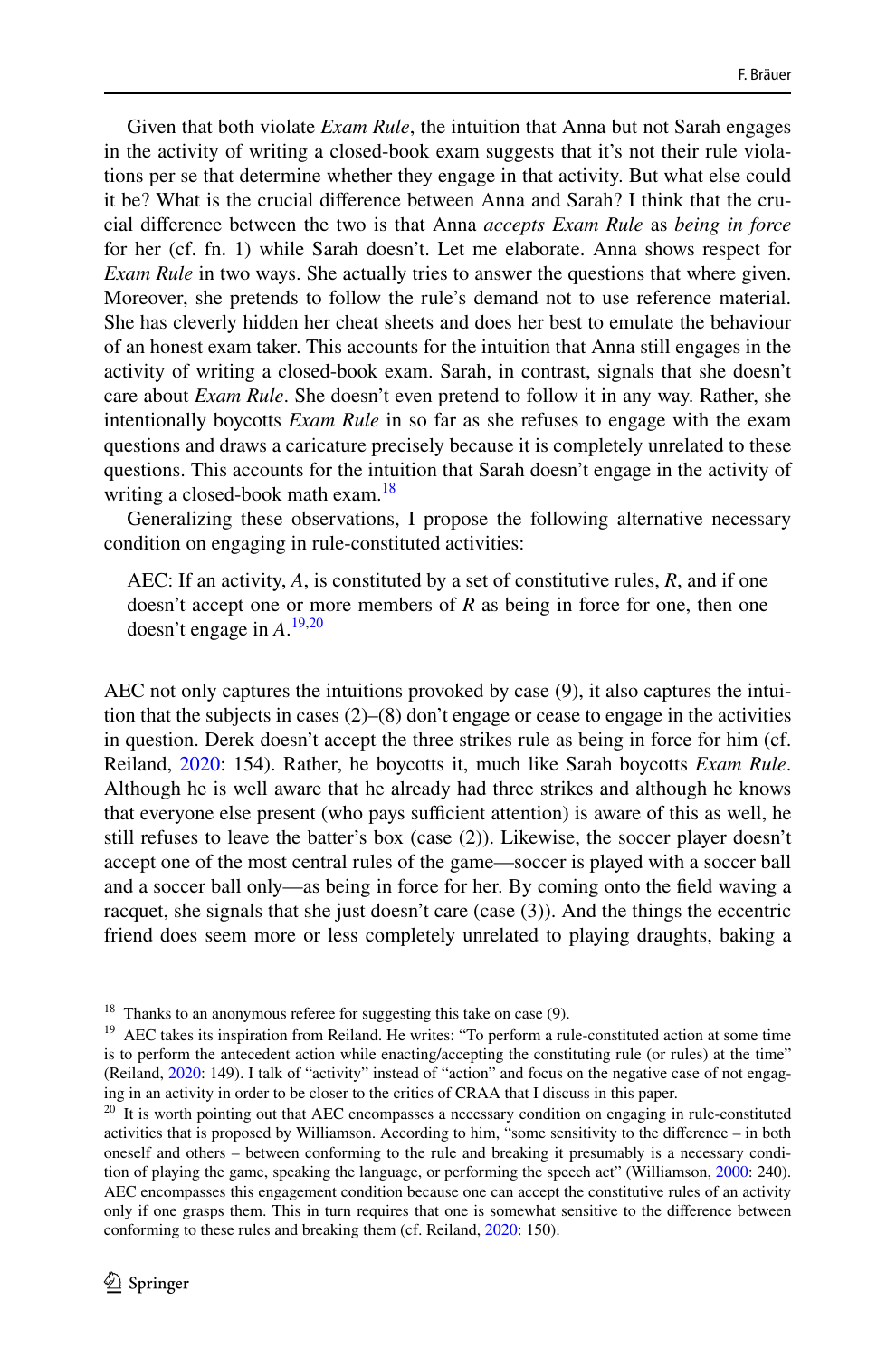Given that both violate *Exam Rule*, the intuition that Anna but not Sarah engages in the activity of writing a closed-book exam suggests that it's not their rule violations per se that determine whether they engage in that activity. But what else could it be? What is the crucial difference between Anna and Sarah? I think that the crucial difference between the two is that Anna *accepts Exam Rule* as *being in force* for her (cf. fn. 1) while Sarah doesn't. Let me elaborate. Anna shows respect for *Exam Rule* in two ways. She actually tries to answer the questions that where given. Moreover, she pretends to follow the rule's demand not to use reference material. She has cleverly hidden her cheat sheets and does her best to emulate the behaviour of an honest exam taker. This accounts for the intuition that Anna still engages in the activity of writing a closed-book exam. Sarah, in contrast, signals that she doesn't care about *Exam Rule*. She doesn't even pretend to follow it in any way. Rather, she intentionally boycotts *Exam Rule* in so far as she refuses to engage with the exam questions and draws a caricature precisely because it is completely unrelated to these questions. This accounts for the intuition that Sarah doesn't engage in the activity of writing a closed-book math exam.[18]

Generalizing these observations, I propose the following alternative necessary condition on engaging in rule-constituted activities:

> AEC: If an activity, *A*, is constituted by a set of constitutive rules, *R*, and if one doesn't accept one or more members of *R* as being in force for one, then one doesn't engage in *A*.[19,20]

AEC not only captures the intuitions provoked by case (9), it also captures the intuition that the subjects in cases (2)–(8) don't engage or cease to engage in the activities in question. Derek doesn't accept the three strikes rule as being in force for him (cf. Reiland, 2020: 154). Rather, he boycotts it, much like Sarah boycotts *Exam Rule*. Although he is well aware that he already had three strikes and although he knows that everyone else present (who pays sufficient attention) is aware of this as well, he still refuses to leave the batter's box (case (2)). Likewise, the soccer player doesn't accept one of the most central rules of the game—soccer is played with a soccer ball and a soccer ball only—as being in force for her. By coming onto the field waving a racquet, she signals that she just doesn't care (case (3)). And the things the eccentric friend does seem more or less completely unrelated to playing draughts, baking a

---

[18] Thanks to an anonymous referee for suggesting this take on case (9).

[19] AEC takes its inspiration from Reiland. He writes: "To perform a rule-constituted action at some time is to perform the antecedent action while enacting/accepting the constituting rule (or rules) at the time" (Reiland, 2020: 149). I talk of "activity" instead of "action" and focus on the negative case of not engaging in an activity in order to be closer to the critics of CRAA that I discuss in this paper.

[20] It is worth pointing out that AEC encompasses a necessary condition on engaging in rule-constituted activities that is proposed by Williamson. According to him, "some sensitivity to the difference – in both oneself and others – between conforming to the rule and breaking it presumably is a necessary condition of playing the game, speaking the language, or performing the speech act" (Williamson, 2000: 240). AEC encompasses this engagement condition because one can accept the constitutive rules of an activity only if one grasps them. This in turn requires that one is somewhat sensitive to the difference between conforming to these rules and breaking them (cf. Reiland, 2020: 150).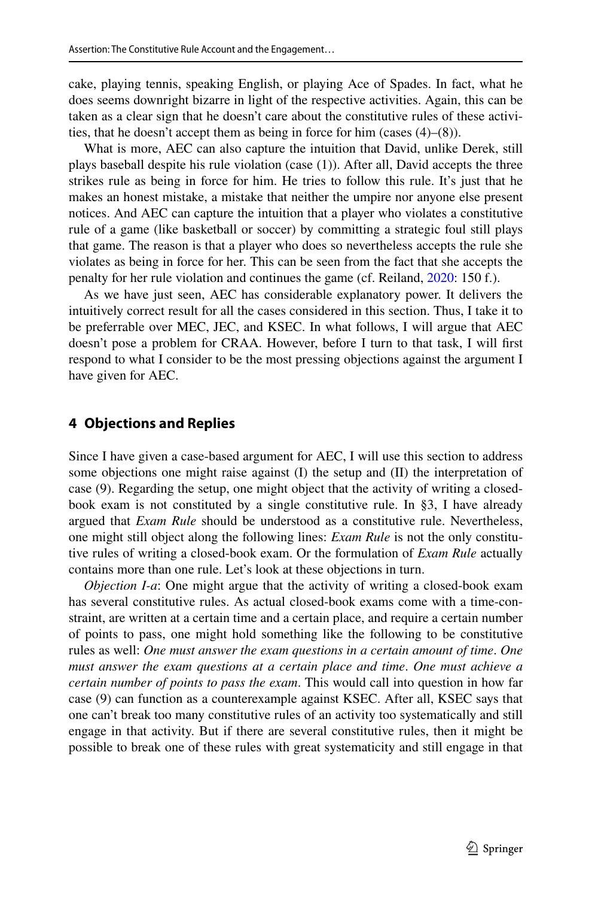cake, playing tennis, speaking English, or playing Ace of Spades. In fact, what he does seems downright bizarre in light of the respective activities. Again, this can be taken as a clear sign that he doesn't care about the constitutive rules of these activities, that he doesn't accept them as being in force for him (cases (4)–(8)).

What is more, AEC can also capture the intuition that David, unlike Derek, still plays baseball despite his rule violation (case (1)). After all, David accepts the three strikes rule as being in force for him. He tries to follow this rule. It's just that he makes an honest mistake, a mistake that neither the umpire nor anyone else present notices. And AEC can capture the intuition that a player who violates a constitutive rule of a game (like basketball or soccer) by committing a strategic foul still plays that game. The reason is that a player who does so nevertheless accepts the rule she violates as being in force for her. This can be seen from the fact that she accepts the penalty for her rule violation and continues the game (cf. Reiland, 2020: 150 f.).

As we have just seen, AEC has considerable explanatory power. It delivers the intuitively correct result for all the cases considered in this section. Thus, I take it to be preferrable over MEC, JEC, and KSEC. In what follows, I will argue that AEC doesn't pose a problem for CRAA. However, before I turn to that task, I will first respond to what I consider to be the most pressing objections against the argument I have given for AEC.

## 4 Objections and Replies

Since I have given a case-based argument for AEC, I will use this section to address some objections one might raise against (I) the setup and (II) the interpretation of case (9). Regarding the setup, one might object that the activity of writing a closed-book exam is not constituted by a single constitutive rule. In §3, I have already argued that *Exam Rule* should be understood as a constitutive rule. Nevertheless, one might still object along the following lines: *Exam Rule* is not the only constitutive rules of writing a closed-book exam. Or the formulation of *Exam Rule* actually contains more than one rule. Let's look at these objections in turn.

*Objection I-a*: One might argue that the activity of writing a closed-book exam has several constitutive rules. As actual closed-book exams come with a time-constraint, are written at a certain time and a certain place, and require a certain number of points to pass, one might hold something like the following to be constitutive rules as well: *One must answer the exam questions in a certain amount of time*. *One must answer the exam questions at a certain place and time*. *One must achieve a certain number of points to pass the exam*. This would call into question in how far case (9) can function as a counterexample against KSEC. After all, KSEC says that one can't break too many constitutive rules of an activity too systematically and still engage in that activity. But if there are several constitutive rules, then it might be possible to break one of these rules with great systematicity and still engage in that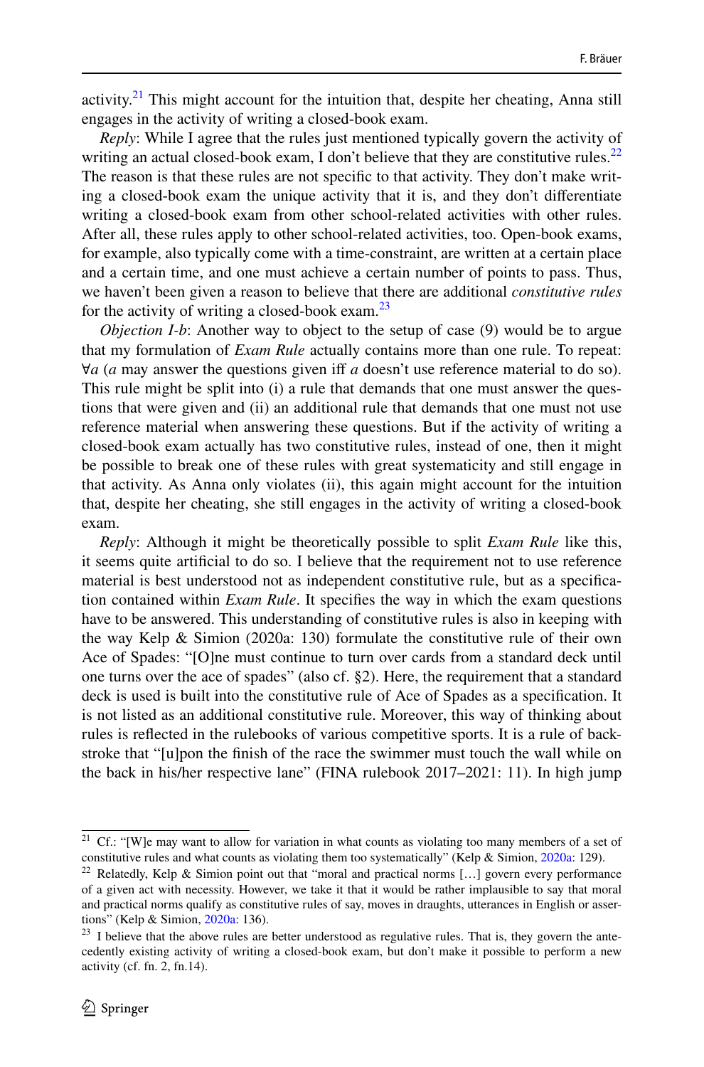activity.[21] This might account for the intuition that, despite her cheating, Anna still engages in the activity of writing a closed-book exam.

*Reply*: While I agree that the rules just mentioned typically govern the activity of writing an actual closed-book exam, I don't believe that they are constitutive rules.[22] The reason is that these rules are not specific to that activity. They don't make writing a closed-book exam the unique activity that it is, and they don't differentiate writing a closed-book exam from other school-related activities with other rules. After all, these rules apply to other school-related activities, too. Open-book exams, for example, also typically come with a time-constraint, are written at a certain place and a certain time, and one must achieve a certain number of points to pass. Thus, we haven't been given a reason to believe that there are additional *constitutive rules* for the activity of writing a closed-book exam.[23]

*Objection I-b*: Another way to object to the setup of case (9) would be to argue that my formulation of *Exam Rule* actually contains more than one rule. To repeat: $\forall a$ (*a* may answer the questions given iff *a* doesn't use reference material to do so). This rule might be split into (i) a rule that demands that one must answer the questions that were given and (ii) an additional rule that demands that one must not use reference material when answering these questions. But if the activity of writing a closed-book exam actually has two constitutive rules, instead of one, then it might be possible to break one of these rules with great systematicity and still engage in that activity. As Anna only violates (ii), this again might account for the intuition that, despite her cheating, she still engages in the activity of writing a closed-book exam.

*Reply*: Although it might be theoretically possible to split *Exam Rule* like this, it seems quite artificial to do so. I believe that the requirement not to use reference material is best understood not as independent constitutive rule, but as a specification contained within *Exam Rule*. It specifies the way in which the exam questions have to be answered. This understanding of constitutive rules is also in keeping with the way Kelp & Simion (2020a: 130) formulate the constitutive rule of their own Ace of Spades: "[O]ne must continue to turn over cards from a standard deck until one turns over the ace of spades" (also cf. §2). Here, the requirement that a standard deck is used is built into the constitutive rule of Ace of Spades as a specification. It is not listed as an additional constitutive rule. Moreover, this way of thinking about rules is reflected in the rulebooks of various competitive sports. It is a rule of backstroke that "[u]pon the finish of the race the swimmer must touch the wall while on the back in his/her respective lane" (FINA rulebook 2017–2021: 11). In high jump

---

[21] Cf.: "[W]e may want to allow for variation in what counts as violating too many members of a set of constitutive rules and what counts as violating them too systematically" (Kelp & Simion, 2020a: 129).

[22] Relatedly, Kelp & Simion point out that "moral and practical norms […] govern every performance of a given act with necessity. However, we take it that it would be rather implausible to say that moral and practical norms qualify as constitutive rules of say, moves in draughts, utterances in English or assertions" (Kelp & Simion, 2020a: 136).

[23] I believe that the above rules are better understood as regulative rules. That is, they govern the antecedently existing activity of writing a closed-book exam, but don't make it possible to perform a new activity (cf. fn. 2, fn.14).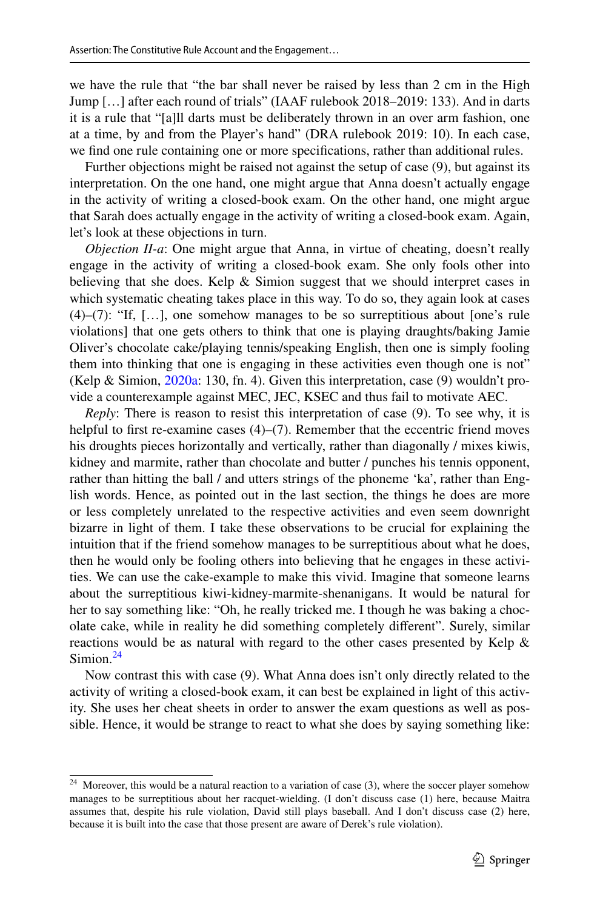we have the rule that "the bar shall never be raised by less than 2 cm in the High Jump […] after each round of trials" (IAAF rulebook 2018–2019: 133). And in darts it is a rule that "[a]ll darts must be deliberately thrown in an over arm fashion, one at a time, by and from the Player's hand" (DRA rulebook 2019: 10). In each case, we find one rule containing one or more specifications, rather than additional rules.

Further objections might be raised not against the setup of case (9), but against its interpretation. On the one hand, one might argue that Anna doesn't actually engage in the activity of writing a closed-book exam. On the other hand, one might argue that Sarah does actually engage in the activity of writing a closed-book exam. Again, let's look at these objections in turn.

*Objection II-a*: One might argue that Anna, in virtue of cheating, doesn't really engage in the activity of writing a closed-book exam. She only fools other into believing that she does. Kelp & Simion suggest that we should interpret cases in which systematic cheating takes place in this way. To do so, they again look at cases (4)–(7): "If, […], one somehow manages to be so surreptitious about [one's rule violations] that one gets others to think that one is playing draughts/baking Jamie Oliver's chocolate cake/playing tennis/speaking English, then one is simply fooling them into thinking that one is engaging in these activities even though one is not" (Kelp & Simion, 2020a: 130, fn. 4). Given this interpretation, case (9) wouldn't provide a counterexample against MEC, JEC, KSEC and thus fail to motivate AEC.

*Reply*: There is reason to resist this interpretation of case (9). To see why, it is helpful to first re-examine cases (4)–(7). Remember that the eccentric friend moves his droughts pieces horizontally and vertically, rather than diagonally / mixes kiwis, kidney and marmite, rather than chocolate and butter / punches his tennis opponent, rather than hitting the ball / and utters strings of the phoneme 'ka', rather than English words. Hence, as pointed out in the last section, the things he does are more or less completely unrelated to the respective activities and even seem downright bizarre in light of them. I take these observations to be crucial for explaining the intuition that if the friend somehow manages to be surreptitious about what he does, then he would only be fooling others into believing that he engages in these activities. We can use the cake-example to make this vivid. Imagine that someone learns about the surreptitious kiwi-kidney-marmite-shenanigans. It would be natural for her to say something like: "Oh, he really tricked me. I though he was baking a chocolate cake, while in reality he did something completely different". Surely, similar reactions would be as natural with regard to the other cases presented by Kelp & Simion.[24]

Now contrast this with case (9). What Anna does isn't only directly related to the activity of writing a closed-book exam, it can best be explained in light of this activity. She uses her cheat sheets in order to answer the exam questions as well as possible. Hence, it would be strange to react to what she does by saying something like:

---

[24] Moreover, this would be a natural reaction to a variation of case (3), where the soccer player somehow manages to be surreptitious about her racquet-wielding. (I don't discuss case (1) here, because Maitra assumes that, despite his rule violation, David still plays baseball. And I don't discuss case (2) here, because it is built into the case that those present are aware of Derek's rule violation).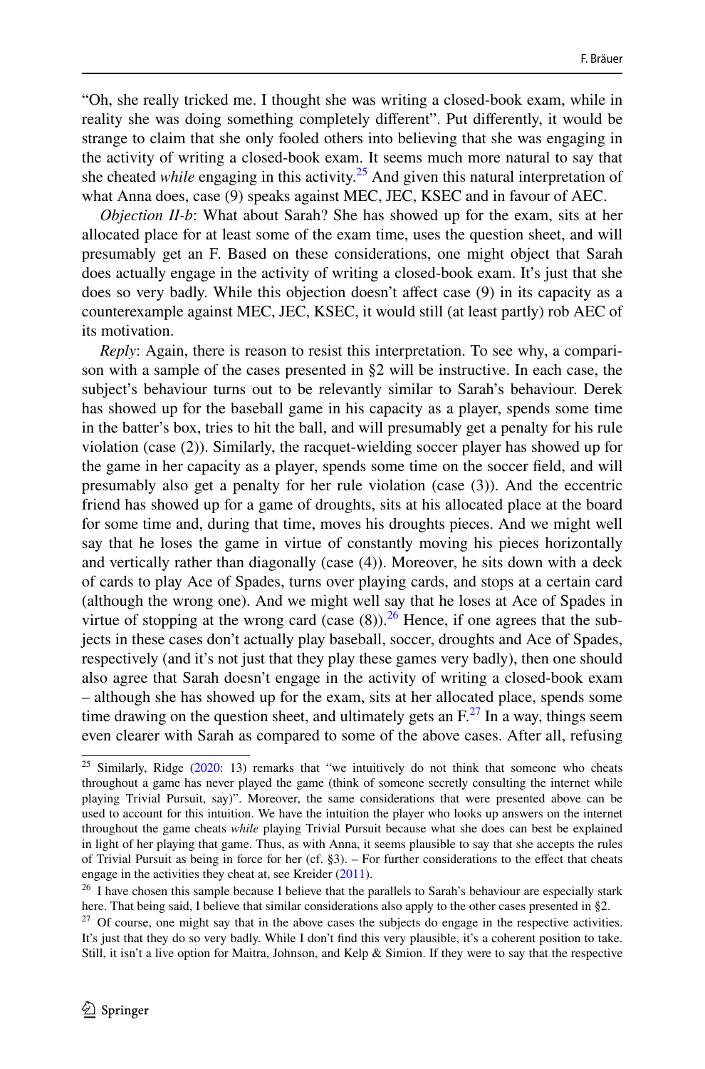"Oh, she really tricked me. I thought she was writing a closed-book exam, while in reality she was doing something completely different". Put differently, it would be strange to claim that she only fooled others into believing that she was engaging in the activity of writing a closed-book exam. It seems much more natural to say that she cheated *while* engaging in this activity.[25] And given this natural interpretation of what Anna does, case (9) speaks against MEC, JEC, KSEC and in favour of AEC.

*Objection II-b*: What about Sarah? She has showed up for the exam, sits at her allocated place for at least some of the exam time, uses the question sheet, and will presumably get an F. Based on these considerations, one might object that Sarah does actually engage in the activity of writing a closed-book exam. It's just that she does so very badly. While this objection doesn't affect case (9) in its capacity as a counterexample against MEC, JEC, KSEC, it would still (at least partly) rob AEC of its motivation.

*Reply*: Again, there is reason to resist this interpretation. To see why, a comparison with a sample of the cases presented in §2 will be instructive. In each case, the subject's behaviour turns out to be relevantly similar to Sarah's behaviour. Derek has showed up for the baseball game in his capacity as a player, spends some time in the batter's box, tries to hit the ball, and will presumably get a penalty for his rule violation (case (2)). Similarly, the racquet-wielding soccer player has showed up for the game in her capacity as a player, spends some time on the soccer field, and will presumably also get a penalty for her rule violation (case (3)). And the eccentric friend has showed up for a game of droughts, sits at his allocated place at the board for some time and, during that time, moves his droughts pieces. And we might well say that he loses the game in virtue of constantly moving his pieces horizontally and vertically rather than diagonally (case (4)). Moreover, he sits down with a deck of cards to play Ace of Spades, turns over playing cards, and stops at a certain card (although the wrong one). And we might well say that he loses at Ace of Spades in virtue of stopping at the wrong card (case (8)).[26] Hence, if one agrees that the subjects in these cases don't actually play baseball, soccer, droughts and Ace of Spades, respectively (and it's not just that they play these games very badly), then one should also agree that Sarah doesn't engage in the activity of writing a closed-book exam – although she has showed up for the exam, sits at her allocated place, spends some time drawing on the question sheet, and ultimately gets an F.[27] In a way, things seem even clearer with Sarah as compared to some of the above cases. After all, refusing

[25] Similarly, Ridge (2020: 13) remarks that "we intuitively do not think that someone who cheats throughout a game has never played the game (think of someone secretly consulting the internet while playing Trivial Pursuit, say)". Moreover, the same considerations that were presented above can be used to account for this intuition. We have the intuition the player who looks up answers on the internet throughout the game cheats *while* playing Trivial Pursuit because what she does can best be explained in light of her playing that game. Thus, as with Anna, it seems plausible to say that she accepts the rules of Trivial Pursuit as being in force for her (cf. §3). – For further considerations to the effect that cheats engage in the activities they cheat at, see Kreider (2011).

[26] I have chosen this sample because I believe that the parallels to Sarah's behaviour are especially stark here. That being said, I believe that similar considerations also apply to the other cases presented in §2.

[27] Of course, one might say that in the above cases the subjects do engage in the respective activities. It's just that they do so very badly. While I don't find this very plausible, it's a coherent position to take. Still, it isn't a live option for Maitra, Johnson, and Kelp & Simion. If they were to say that the respective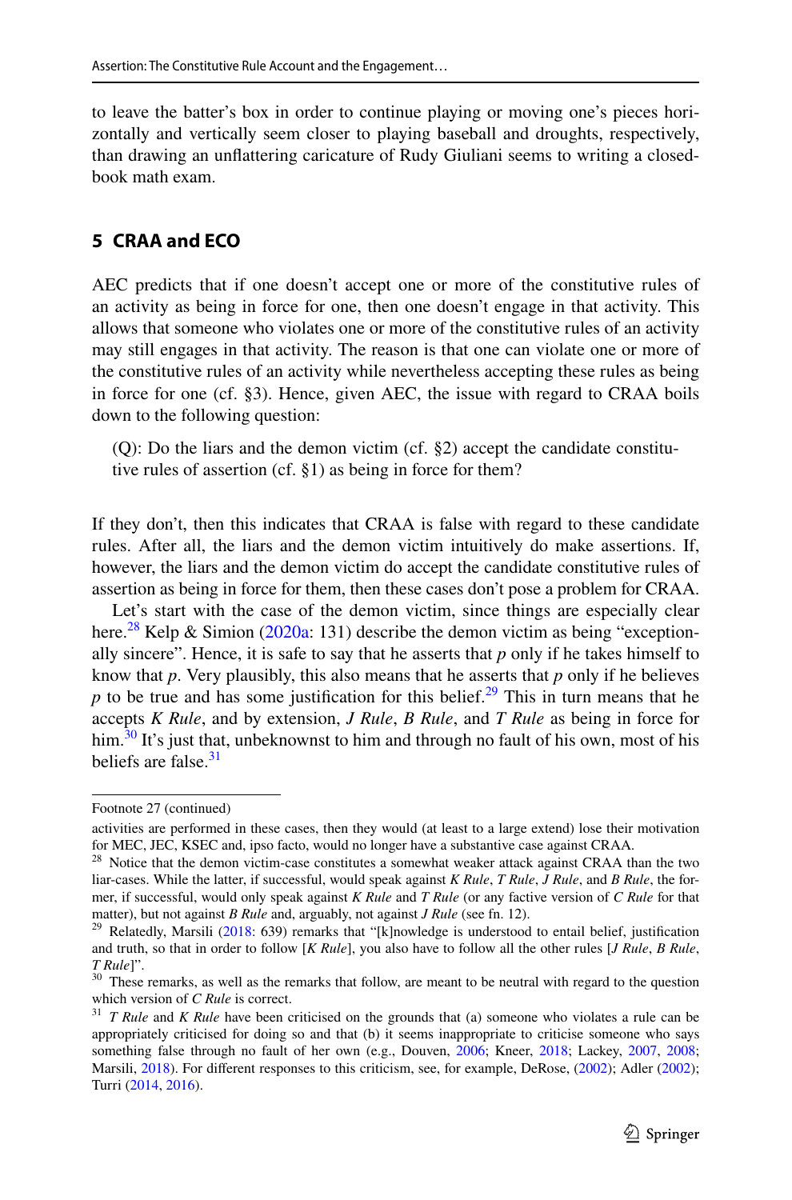to leave the batter's box in order to continue playing or moving one's pieces horizontally and vertically seem closer to playing baseball and droughts, respectively, than drawing an unflattering caricature of Rudy Giuliani seems to writing a closed-book math exam.

## 5 CRAA and ECO

AEC predicts that if one doesn't accept one or more of the constitutive rules of an activity as being in force for one, then one doesn't engage in that activity. This allows that someone who violates one or more of the constitutive rules of an activity may still engages in that activity. The reason is that one can violate one or more of the constitutive rules of an activity while nevertheless accepting these rules as being in force for one (cf. §3). Hence, given AEC, the issue with regard to CRAA boils down to the following question:

> (Q): Do the liars and the demon victim (cf. §2) accept the candidate constitutive rules of assertion (cf. §1) as being in force for them?

If they don't, then this indicates that CRAA is false with regard to these candidate rules. After all, the liars and the demon victim intuitively do make assertions. If, however, the liars and the demon victim do accept the candidate constitutive rules of assertion as being in force for them, then these cases don't pose a problem for CRAA.

Let's start with the case of the demon victim, since things are especially clear here.[28] Kelp & Simion (2020a: 131) describe the demon victim as being "exceptionally sincere". Hence, it is safe to say that he asserts that *p* only if he takes himself to know that *p*. Very plausibly, this also means that he asserts that *p* only if he believes *p* to be true and has some justification for this belief.[29] This in turn means that he accepts *K Rule*, and by extension, *J Rule*, *B Rule*, and *T Rule* as being in force for him.[30] It's just that, unbeknownst to him and through no fault of his own, most of his beliefs are false.[31]

---

Footnote 27 (continued)

activities are performed in these cases, then they would (at least to a large extend) lose their motivation for MEC, JEC, KSEC and, ipso facto, would no longer have a substantive case against CRAA.

[28] Notice that the demon victim-case constitutes a somewhat weaker attack against CRAA than the two liar-cases. While the latter, if successful, would speak against *K Rule*, *T Rule*, *J Rule*, and *B Rule*, the former, if successful, would only speak against *K Rule* and *T Rule* (or any factive version of *C Rule* for that matter), but not against *B Rule* and, arguably, not against *J Rule* (see fn. 12).

[29] Relatedly, Marsili (2018: 639) remarks that "[k]nowledge is understood to entail belief, justification and truth, so that in order to follow [*K Rule*], you also have to follow all the other rules [*J Rule*, *B Rule*, *T Rule*]".

[30] These remarks, as well as the remarks that follow, are meant to be neutral with regard to the question which version of *C Rule* is correct.

[31] *T Rule* and *K Rule* have been criticised on the grounds that (a) someone who violates a rule can be appropriately criticised for doing so and that (b) it seems inappropriate to criticise someone who says something false through no fault of her own (e.g., Douven, 2006; Kneer, 2018; Lackey, 2007, 2008; Marsili, 2018). For different responses to this criticism, see, for example, DeRose, (2002); Adler (2002); Turri (2014, 2016).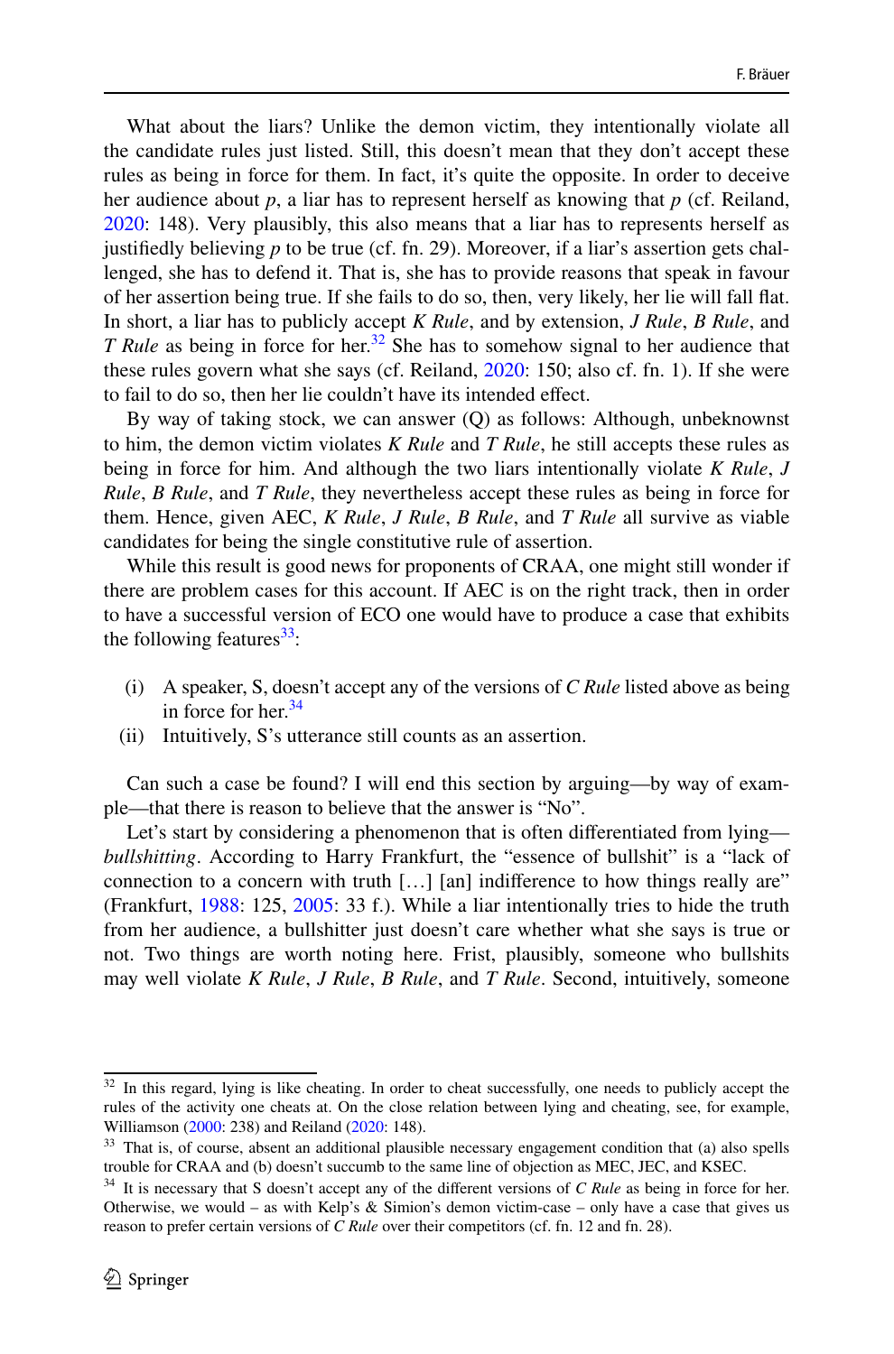What about the liars? Unlike the demon victim, they intentionally violate all the candidate rules just listed. Still, this doesn't mean that they don't accept these rules as being in force for them. In fact, it's quite the opposite. In order to deceive her audience about *p*, a liar has to represent herself as knowing that *p* (cf. Reiland, 2020: 148). Very plausibly, this also means that a liar has to represents herself as justifiedly believing *p* to be true (cf. fn. 29). Moreover, if a liar's assertion gets challenged, she has to defend it. That is, she has to provide reasons that speak in favour of her assertion being true. If she fails to do so, then, very likely, her lie will fall flat. In short, a liar has to publicly accept *K Rule*, and by extension, *J Rule*, *B Rule*, and *T Rule* as being in force for her.[32] She has to somehow signal to her audience that these rules govern what she says (cf. Reiland, 2020: 150; also cf. fn. 1). If she were to fail to do so, then her lie couldn't have its intended effect.

By way of taking stock, we can answer (Q) as follows: Although, unbeknownst to him, the demon victim violates *K Rule* and *T Rule*, he still accepts these rules as being in force for him. And although the two liars intentionally violate *K Rule*, *J Rule*, *B Rule*, and *T Rule*, they nevertheless accept these rules as being in force for them. Hence, given AEC, *K Rule*, *J Rule*, *B Rule*, and *T Rule* all survive as viable candidates for being the single constitutive rule of assertion.

While this result is good news for proponents of CRAA, one might still wonder if there are problem cases for this account. If AEC is on the right track, then in order to have a successful version of ECO one would have to produce a case that exhibits the following features[33]:

(i) A speaker, S, doesn't accept any of the versions of *C Rule* listed above as being in force for her.[34]
(ii) Intuitively, S's utterance still counts as an assertion.

Can such a case be found? I will end this section by arguing—by way of example—that there is reason to believe that the answer is "No".

Let's start by considering a phenomenon that is often differentiated from lying—*bullshitting*. According to Harry Frankfurt, the "essence of bullshit" is a "lack of connection to a concern with truth […] [an] indifference to how things really are" (Frankfurt, 1988: 125, 2005: 33 f.). While a liar intentionally tries to hide the truth from her audience, a bullshitter just doesn't care whether what she says is true or not. Two things are worth noting here. Frist, plausibly, someone who bullshits may well violate *K Rule*, *J Rule*, *B Rule*, and *T Rule*. Second, intuitively, someone

---

[32] In this regard, lying is like cheating. In order to cheat successfully, one needs to publicly accept the rules of the activity one cheats at. On the close relation between lying and cheating, see, for example, Williamson (2000: 238) and Reiland (2020: 148).

[33] That is, of course, absent an additional plausible necessary engagement condition that (a) also spells trouble for CRAA and (b) doesn't succumb to the same line of objection as MEC, JEC, and KSEC.

[34] It is necessary that S doesn't accept any of the different versions of *C Rule* as being in force for her. Otherwise, we would – as with Kelp's & Simion's demon victim-case – only have a case that gives us reason to prefer certain versions of *C Rule* over their competitors (cf. fn. 12 and fn. 28).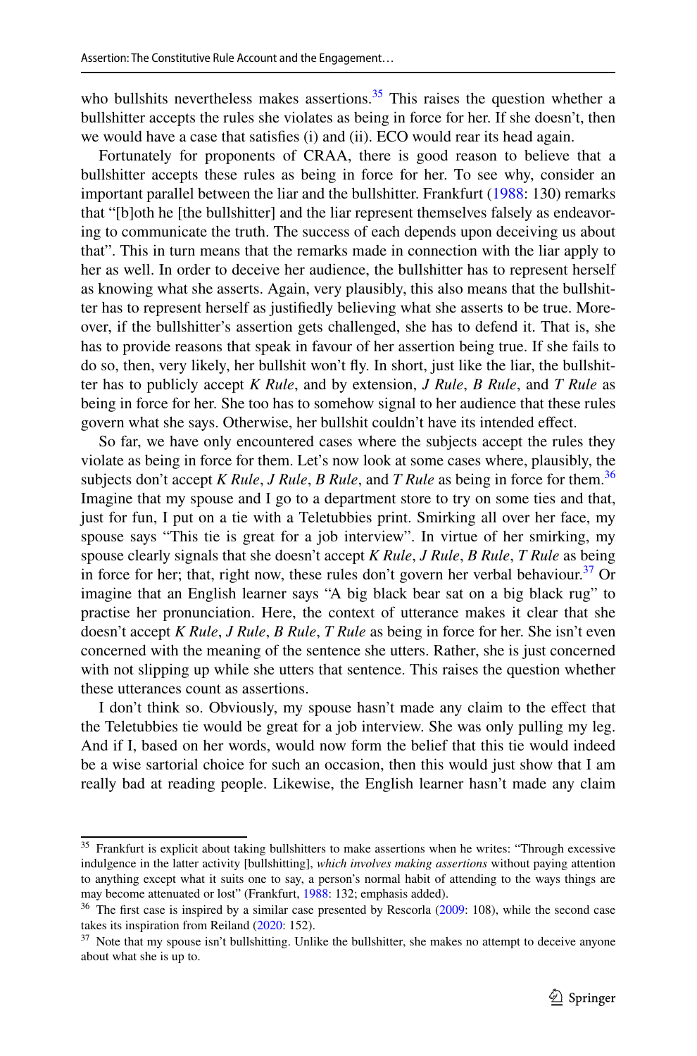who bullshits nevertheless makes assertions.[35] This raises the question whether a bullshitter accepts the rules she violates as being in force for her. If she doesn't, then we would have a case that satisfies (i) and (ii). ECO would rear its head again.

Fortunately for proponents of CRAA, there is good reason to believe that a bullshitter accepts these rules as being in force for her. To see why, consider an important parallel between the liar and the bullshitter. Frankfurt (1988: 130) remarks that "[b]oth he [the bullshitter] and the liar represent themselves falsely as endeavoring to communicate the truth. The success of each depends upon deceiving us about that". This in turn means that the remarks made in connection with the liar apply to her as well. In order to deceive her audience, the bullshitter has to represent herself as knowing what she asserts. Again, very plausibly, this also means that the bullshitter has to represent herself as justifiedly believing what she asserts to be true. Moreover, if the bullshitter's assertion gets challenged, she has to defend it. That is, she has to provide reasons that speak in favour of her assertion being true. If she fails to do so, then, very likely, her bullshit won't fly. In short, just like the liar, the bullshitter has to publicly accept *K Rule*, and by extension, *J Rule*, *B Rule*, and *T Rule* as being in force for her. She too has to somehow signal to her audience that these rules govern what she says. Otherwise, her bullshit couldn't have its intended effect.

So far, we have only encountered cases where the subjects accept the rules they violate as being in force for them. Let's now look at some cases where, plausibly, the subjects don't accept *K Rule*, *J Rule*, *B Rule*, and *T Rule* as being in force for them.[36] Imagine that my spouse and I go to a department store to try on some ties and that, just for fun, I put on a tie with a Teletubbies print. Smirking all over her face, my spouse says "This tie is great for a job interview". In virtue of her smirking, my spouse clearly signals that she doesn't accept *K Rule*, *J Rule*, *B Rule*, *T Rule* as being in force for her; that, right now, these rules don't govern her verbal behaviour.[37] Or imagine that an English learner says "A big black bear sat on a big black rug" to practise her pronunciation. Here, the context of utterance makes it clear that she doesn't accept *K Rule*, *J Rule*, *B Rule*, *T Rule* as being in force for her. She isn't even concerned with the meaning of the sentence she utters. Rather, she is just concerned with not slipping up while she utters that sentence. This raises the question whether these utterances count as assertions.

I don't think so. Obviously, my spouse hasn't made any claim to the effect that the Teletubbies tie would be great for a job interview. She was only pulling my leg. And if I, based on her words, would now form the belief that this tie would indeed be a wise sartorial choice for such an occasion, then this would just show that I am really bad at reading people. Likewise, the English learner hasn't made any claim

---

[35] Frankfurt is explicit about taking bullshitters to make assertions when he writes: "Through excessive indulgence in the latter activity [bullshitting], *which involves making assertions* without paying attention to anything except what it suits one to say, a person's normal habit of attending to the ways things are may become attenuated or lost" (Frankfurt, 1988: 132; emphasis added).

[36] The first case is inspired by a similar case presented by Rescorla (2009: 108), while the second case takes its inspiration from Reiland (2020: 152).

[37] Note that my spouse isn't bullshitting. Unlike the bullshitter, she makes no attempt to deceive anyone about what she is up to.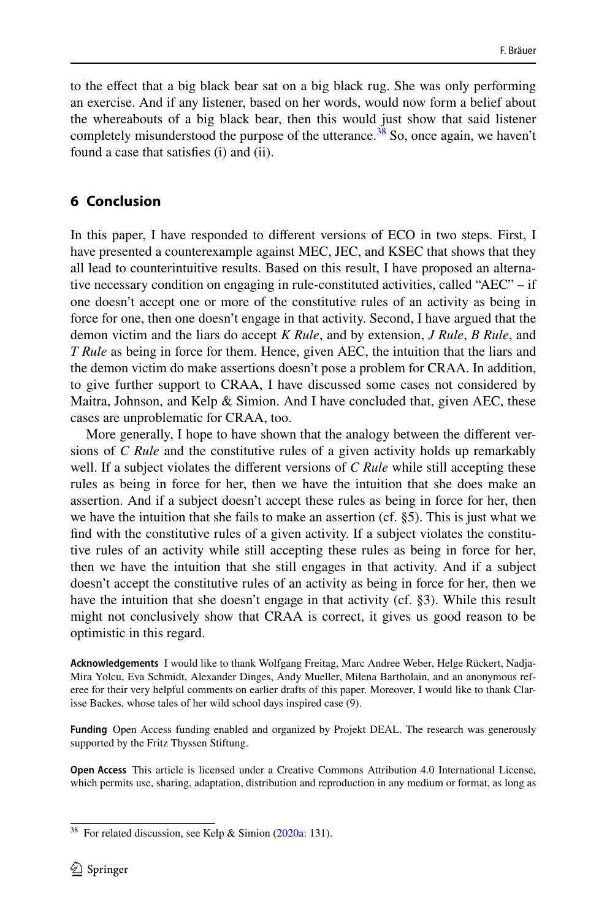to the effect that a big black bear sat on a big black rug. She was only performing an exercise. And if any listener, based on her words, would now form a belief about the whereabouts of a big black bear, then this would just show that said listener completely misunderstood the purpose of the utterance.[38] So, once again, we haven't found a case that satisfies (i) and (ii).

## 6 Conclusion

In this paper, I have responded to different versions of ECO in two steps. First, I have presented a counterexample against MEC, JEC, and KSEC that shows that they all lead to counterintuitive results. Based on this result, I have proposed an alternative necessary condition on engaging in rule-constituted activities, called "AEC" – if one doesn't accept one or more of the constitutive rules of an activity as being in force for one, then one doesn't engage in that activity. Second, I have argued that the demon victim and the liars do accept *K Rule*, and by extension, *J Rule*, *B Rule*, and *T Rule* as being in force for them. Hence, given AEC, the intuition that the liars and the demon victim do make assertions doesn't pose a problem for CRAA. In addition, to give further support to CRAA, I have discussed some cases not considered by Maitra, Johnson, and Kelp & Simion. And I have concluded that, given AEC, these cases are unproblematic for CRAA, too.

More generally, I hope to have shown that the analogy between the different versions of *C Rule* and the constitutive rules of a given activity holds up remarkably well. If a subject violates the different versions of *C Rule* while still accepting these rules as being in force for her, then we have the intuition that she does make an assertion. And if a subject doesn't accept these rules as being in force for her, then we have the intuition that she fails to make an assertion (cf. §5). This is just what we find with the constitutive rules of a given activity. If a subject violates the constitutive rules of an activity while still accepting these rules as being in force for her, then we have the intuition that she still engages in that activity. And if a subject doesn't accept the constitutive rules of an activity as being in force for her, then we have the intuition that she doesn't engage in that activity (cf. §3). While this result might not conclusively show that CRAA is correct, it gives us good reason to be optimistic in this regard.

**Acknowledgements** I would like to thank Wolfgang Freitag, Marc Andree Weber, Helge Rückert, Nadja-Mira Yolcu, Eva Schmidt, Alexander Dinges, Andy Mueller, Milena Bartholain, and an anonymous referee for their very helpful comments on earlier drafts of this paper. Moreover, I would like to thank Clarisse Backes, whose tales of her wild school days inspired case (9).

**Funding** Open Access funding enabled and organized by Projekt DEAL. The research was generously supported by the Fritz Thyssen Stiftung.

**Open Access** This article is licensed under a Creative Commons Attribution 4.0 International License, which permits use, sharing, adaptation, distribution and reproduction in any medium or format, as long as

[38] For related discussion, see Kelp & Simion (2020a: 131).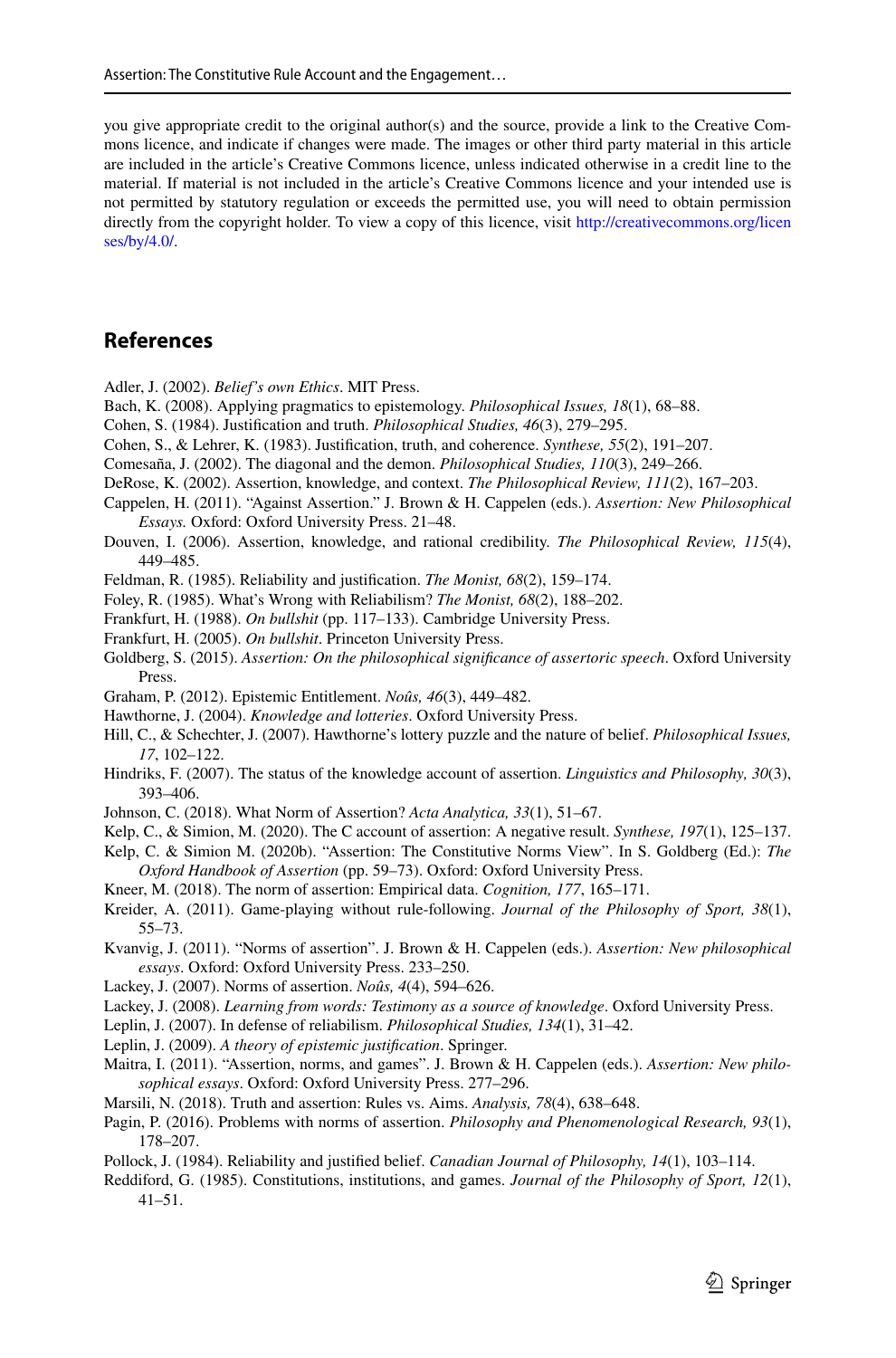you give appropriate credit to the original author(s) and the source, provide a link to the Creative Commons licence, and indicate if changes were made. The images or other third party material in this article are included in the article's Creative Commons licence, unless indicated otherwise in a credit line to the material. If material is not included in the article's Creative Commons licence and your intended use is not permitted by statutory regulation or exceeds the permitted use, you will need to obtain permission directly from the copyright holder. To view a copy of this licence, visit http://creativecommons.org/licenses/by/4.0/.

## References

Adler, J. (2002). *Belief's own Ethics*. MIT Press.

Bach, K. (2008). Applying pragmatics to epistemology. *Philosophical Issues, 18*(1), 68–88.

Cohen, S. (1984). Justification and truth. *Philosophical Studies, 46*(3), 279–295.

Cohen, S., & Lehrer, K. (1983). Justification, truth, and coherence. *Synthese, 55*(2), 191–207.

Comesaña, J. (2002). The diagonal and the demon. *Philosophical Studies, 110*(3), 249–266.

DeRose, K. (2002). Assertion, knowledge, and context. *The Philosophical Review, 111*(2), 167–203.

Cappelen, H. (2011). "Against Assertion." J. Brown & H. Cappelen (eds.). *Assertion: New Philosophical Essays.* Oxford: Oxford University Press. 21–48.

Douven, I. (2006). Assertion, knowledge, and rational credibility. *The Philosophical Review, 115*(4), 449–485.

Feldman, R. (1985). Reliability and justification. *The Monist, 68*(2), 159–174.

Foley, R. (1985). What's Wrong with Reliabilism? *The Monist, 68*(2), 188–202.

Frankfurt, H. (1988). *On bullshit* (pp. 117–133). Cambridge University Press.

Frankfurt, H. (2005). *On bullshit*. Princeton University Press.

Goldberg, S. (2015). *Assertion: On the philosophical significance of assertoric speech*. Oxford University Press.

Graham, P. (2012). Epistemic Entitlement. *Noûs, 46*(3), 449–482.

Hawthorne, J. (2004). *Knowledge and lotteries*. Oxford University Press.

Hill, C., & Schechter, J. (2007). Hawthorne's lottery puzzle and the nature of belief. *Philosophical Issues, 17*, 102–122.

Hindriks, F. (2007). The status of the knowledge account of assertion. *Linguistics and Philosophy, 30*(3), 393–406.

Johnson, C. (2018). What Norm of Assertion? *Acta Analytica, 33*(1), 51–67.

Kelp, C., & Simion, M. (2020). The C account of assertion: A negative result. *Synthese, 197*(1), 125–137.

Kelp, C. & Simion M. (2020b). "Assertion: The Constitutive Norms View". In S. Goldberg (Ed.): *The Oxford Handbook of Assertion* (pp. 59–73). Oxford: Oxford University Press.

Kneer, M. (2018). The norm of assertion: Empirical data. *Cognition, 177*, 165–171.

Kreider, A. (2011). Game-playing without rule-following. *Journal of the Philosophy of Sport, 38*(1), 55–73.

Kvanvig, J. (2011). "Norms of assertion". J. Brown & H. Cappelen (eds.). *Assertion: New philosophical essays*. Oxford: Oxford University Press. 233–250.

Lackey, J. (2007). Norms of assertion. *Noûs, 4*(4), 594–626.

Lackey, J. (2008). *Learning from words: Testimony as a source of knowledge*. Oxford University Press.

Leplin, J. (2007). In defense of reliabilism. *Philosophical Studies, 134*(1), 31–42.

Leplin, J. (2009). *A theory of epistemic justification*. Springer.

Maitra, I. (2011). "Assertion, norms, and games". J. Brown & H. Cappelen (eds.). *Assertion: New philosophical essays*. Oxford: Oxford University Press. 277–296.

Marsili, N. (2018). Truth and assertion: Rules vs. Aims. *Analysis, 78*(4), 638–648.

Pagin, P. (2016). Problems with norms of assertion. *Philosophy and Phenomenological Research, 93*(1), 178–207.

Pollock, J. (1984). Reliability and justified belief. *Canadian Journal of Philosophy, 14*(1), 103–114.

Reddiford, G. (1985). Constitutions, institutions, and games. *Journal of the Philosophy of Sport, 12*(1), 41–51.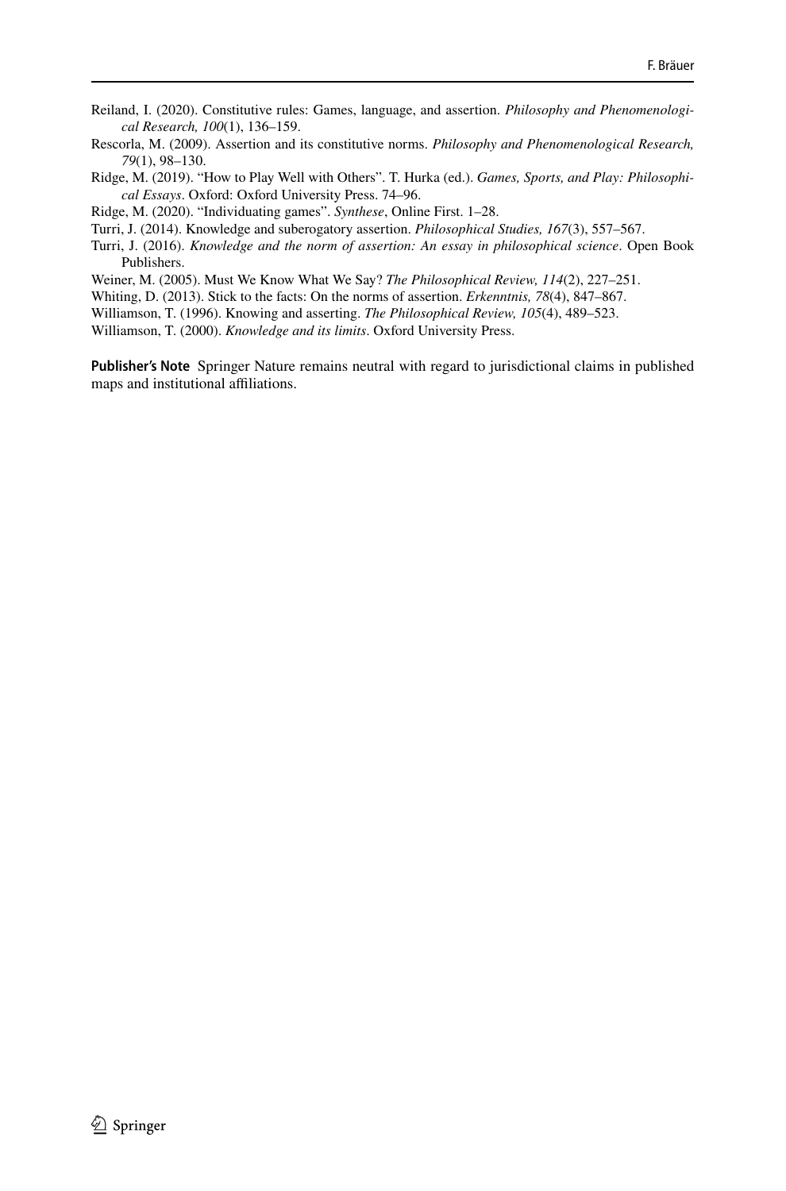Reiland, I. (2020). Constitutive rules: Games, language, and assertion. *Philosophy and Phenomenological Research, 100*(1), 136–159.

Rescorla, M. (2009). Assertion and its constitutive norms. *Philosophy and Phenomenological Research, 79*(1), 98–130.

Ridge, M. (2019). "How to Play Well with Others". T. Hurka (ed.). *Games, Sports, and Play: Philosophical Essays*. Oxford: Oxford University Press. 74–96.

Ridge, M. (2020). "Individuating games". *Synthese*, Online First. 1–28.

Turri, J. (2014). Knowledge and suberogatory assertion. *Philosophical Studies, 167*(3), 557–567.

Turri, J. (2016). *Knowledge and the norm of assertion: An essay in philosophical science*. Open Book Publishers.

Weiner, M. (2005). Must We Know What We Say? *The Philosophical Review, 114*(2), 227–251.

Whiting, D. (2013). Stick to the facts: On the norms of assertion. *Erkenntnis, 78*(4), 847–867.

Williamson, T. (1996). Knowing and asserting. *The Philosophical Review, 105*(4), 489–523.

Williamson, T. (2000). *Knowledge and its limits*. Oxford University Press.

**Publisher's Note** Springer Nature remains neutral with regard to jurisdictional claims in published maps and institutional affiliations.